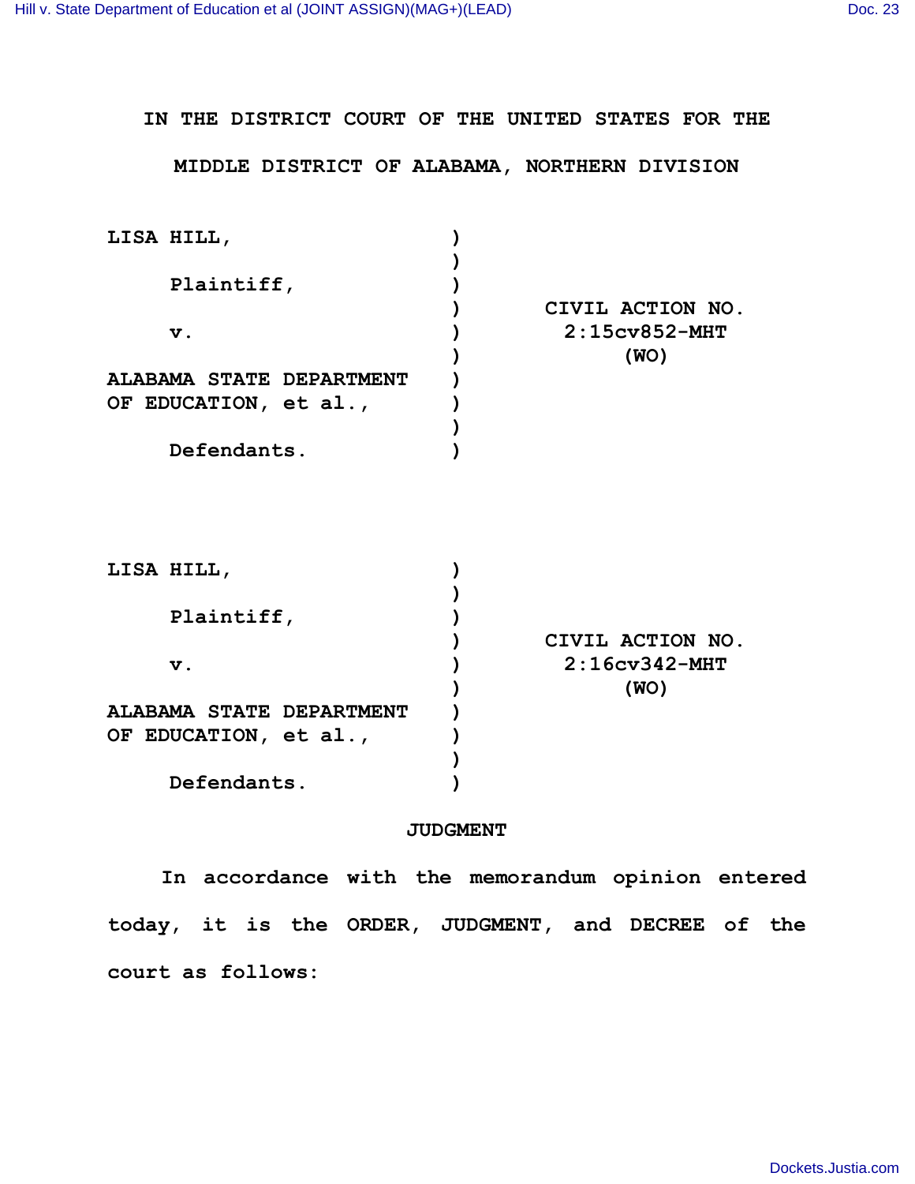**IN THE DISTRICT COURT OF THE UNITED STATES FOR THE MIDDLE DISTRICT OF ALABAMA, NORTHERN DIVISION**

| | | |
|---|---|---|
| LISA HILL, | ) | |
| | ) | |
| Plaintiff, | ) | |
| | ) | CIVIL ACTION NO. |
| v. | ) | 2:15cv852-MHT |
| | ) | (WO) |
| ALABAMA STATE DEPARTMENT | ) | |
| OF EDUCATION, et al., | ) | |
| | ) | |
| Defendants. | ) | |

| | | |
|---|---|---|
| LISA HILL, | ) | |
| | ) | |
| Plaintiff, | ) | |
| | ) | CIVIL ACTION NO. |
| v. | ) | 2:16cv342-MHT |
| | ) | (WO) |
| ALABAMA STATE DEPARTMENT | ) | |
| OF EDUCATION, et al., | ) | |
| | ) | |
| Defendants. | ) | |

**JUDGMENT**

In accordance with the memorandum opinion entered today, it is the ORDER, JUDGMENT, and DECREE of the court as follows: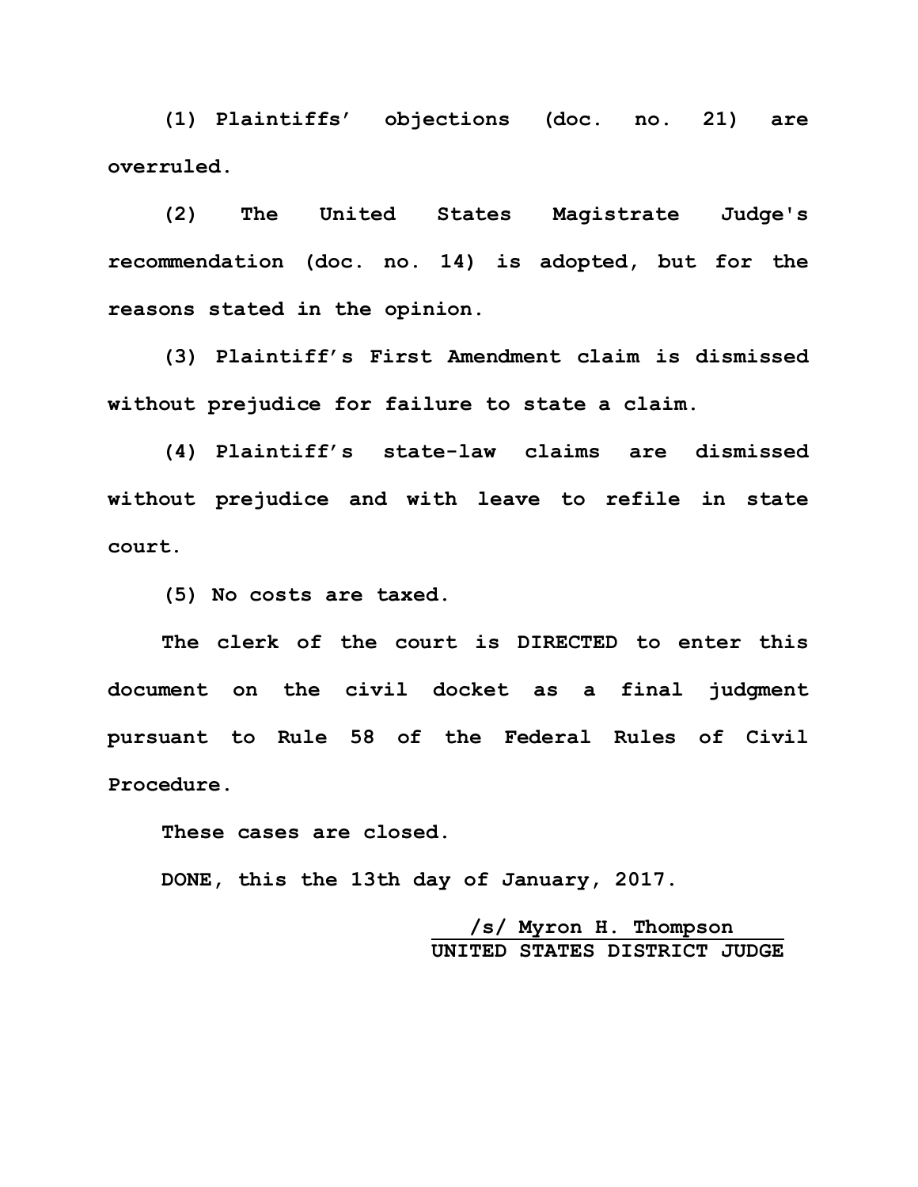**(1) Plaintiffs' objections (doc. no. 21) are overruled.**

**(2) The United States Magistrate Judge's recommendation (doc. no. 14) is adopted, but for the reasons stated in the opinion.**

**(3) Plaintiff's First Amendment claim is dismissed without prejudice for failure to state a claim.**

**(4) Plaintiff's state-law claims are dismissed without prejudice and with leave to refile in state court.**

**(5) No costs are taxed.**

**The clerk of the court is DIRECTED to enter this document on the civil docket as a final judgment pursuant to Rule 58 of the Federal Rules of Civil Procedure.**

**These cases are closed.**

**DONE, this the 13th day of January, 2017.**

**/s/ Myron H. Thompson**
**UNITED STATES DISTRICT JUDGE**